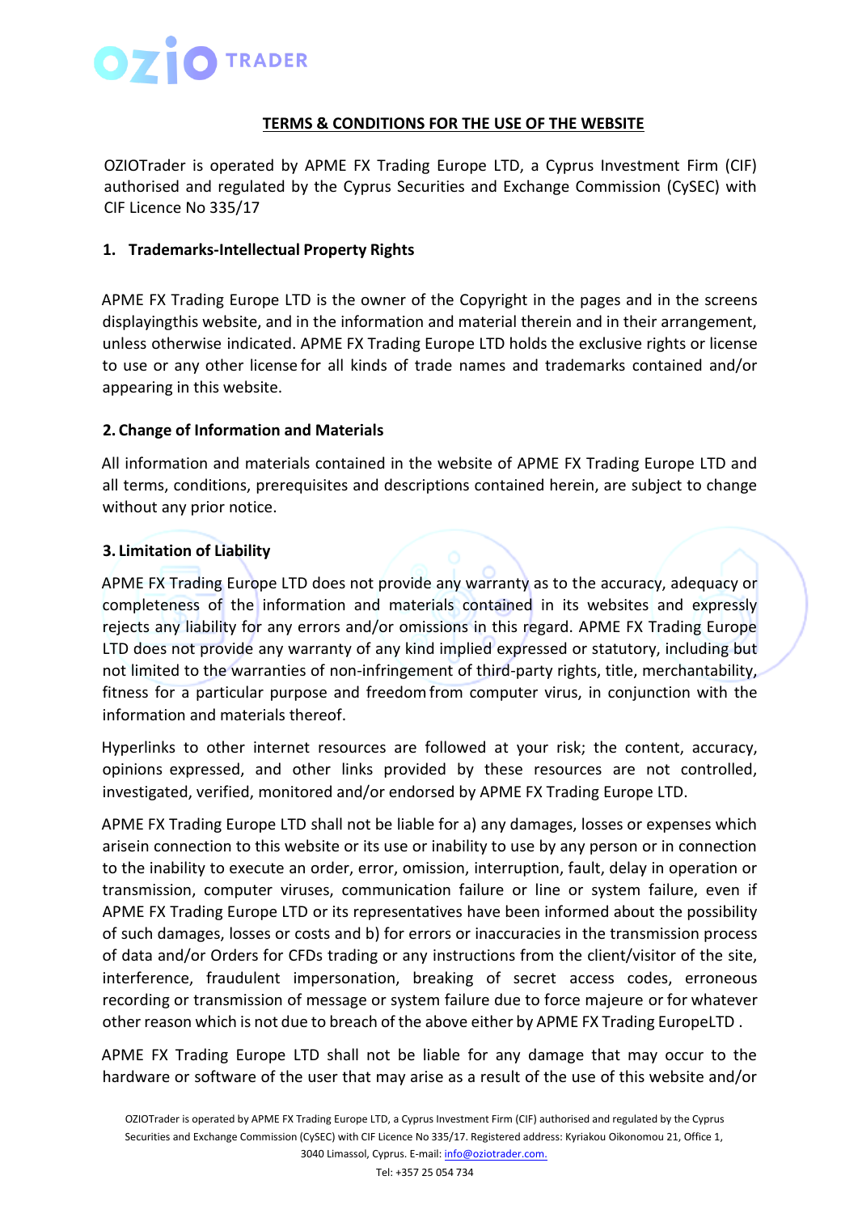## TERMS & CONDITIONS FOR THE USE OF THE WEBSITE

OZIOTrader is operated by APME FX Trading Europe LTD, a Cyprus Investment Firm (CIF) authorised and regulated by the Cyprus Securities and Exchange Commission (CySEC) with CIF Licence No 335/17

### 1. Trademarks-Intellectual Property Rights

APME FX Trading Europe LTD is the owner of the Copyright in the pages and in the screens displayingthis website, and in the information and material therein and in their arrangement, unless otherwise indicated. APME FX Trading Europe LTD holds the exclusive rights or license to use or any other license for all kinds of trade names and trademarks contained and/or appearing in this website.

### 2. Change of Information and Materials

All information and materials contained in the website of APME FX Trading Europe LTD and all terms, conditions, prerequisites and descriptions contained herein, are subject to change without any prior notice.

### 3. Limitation of Liability

APME FX Trading Europe LTD does not provide any warranty as to the accuracy, adequacy or completeness of the information and materials contained in its websites and expressly rejects any liability for any errors and/or omissions in this regard. APME FX Trading Europe LTD does not provide any warranty of any kind implied expressed or statutory, including but not limited to the warranties of non-infringement of third-party rights, title, merchantability, fitness for a particular purpose and freedom from computer virus, in conjunction with the information and materials thereof.

Hyperlinks to other internet resources are followed at your risk; the content, accuracy, opinions expressed, and other links provided by these resources are not controlled, investigated, verified, monitored and/or endorsed by APME FX Trading Europe LTD.

APME FX Trading Europe LTD shall not be liable for a) any damages, losses or expenses which arisein connection to this website or its use or inability to use by any person or in connection to the inability to execute an order, error, omission, interruption, fault, delay in operation or transmission, computer viruses, communication failure or line or system failure, even if APME FX Trading Europe LTD or its representatives have been informed about the possibility of such damages, losses or costs and b) for errors or inaccuracies in the transmission process of data and/or Orders for CFDs trading or any instructions from the client/visitor of the site, interference, fraudulent impersonation, breaking of secret access codes, erroneous recording or transmission of message or system failure due to force majeure or for whatever other reason which is not due to breach of the above either by APME FX Trading EuropeLTD .

APME FX Trading Europe LTD shall not be liable for any damage that may occur to the hardware or software of the user that may arise as a result of the use of this website and/or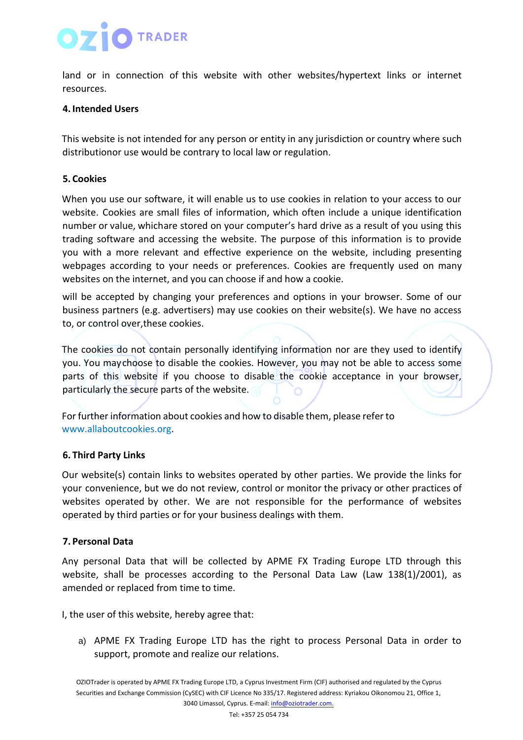land or in connection of this website with other websites/hypertext links or internet resources.

**4. Intended Users**

This website is not intended for any person or entity in any jurisdiction or country where such distributionor use would be contrary to local law or regulation.

**5. Cookies**

When you use our software, it will enable us to use cookies in relation to your access to our website. Cookies are small files of information, which often include a unique identification number or value, whichare stored on your computer's hard drive as a result of you using this trading software and accessing the website. The purpose of this information is to provide you with a more relevant and effective experience on the website, including presenting webpages according to your needs or preferences. Cookies are frequently used on many websites on the internet, and you can choose if and how a cookie.

will be accepted by changing your preferences and options in your browser. Some of our business partners (e.g. advertisers) may use cookies on their website(s). We have no access to, or control over,these cookies.

The cookies do not contain personally identifying information nor are they used to identify you. You maychoose to disable the cookies. However, you may not be able to access some parts of this website if you choose to disable the cookie acceptance in your browser, particularly the secure parts of the website.

For further information about cookies and how to disable them, please refer to www.allaboutcookies.org.

**6. Third Party Links**

Our website(s) contain links to websites operated by other parties. We provide the links for your convenience, but we do not review, control or monitor the privacy or other practices of websites operated by other. We are not responsible for the performance of websites operated by third parties or for your business dealings with them.

**7. Personal Data**

Any personal Data that will be collected by APME FX Trading Europe LTD through this website, shall be processes according to the Personal Data Law (Law 138(1)/2001), as amended or replaced from time to time.

I, the user of this website, hereby agree that:

a) APME FX Trading Europe LTD has the right to process Personal Data in order to support, promote and realize our relations.

OZIOTrader is operated by APME FX Trading Europe LTD, a Cyprus Investment Firm (CIF) authorised and regulated by the Cyprus Securities and Exchange Commission (CySEC) with CIF Licence No 335/17. Registered address: Kyriakou Oikonomou 21, Office 1, 3040 Limassol, Cyprus. E-mail: info@oziotrader.com.
Tel: +357 25 054 734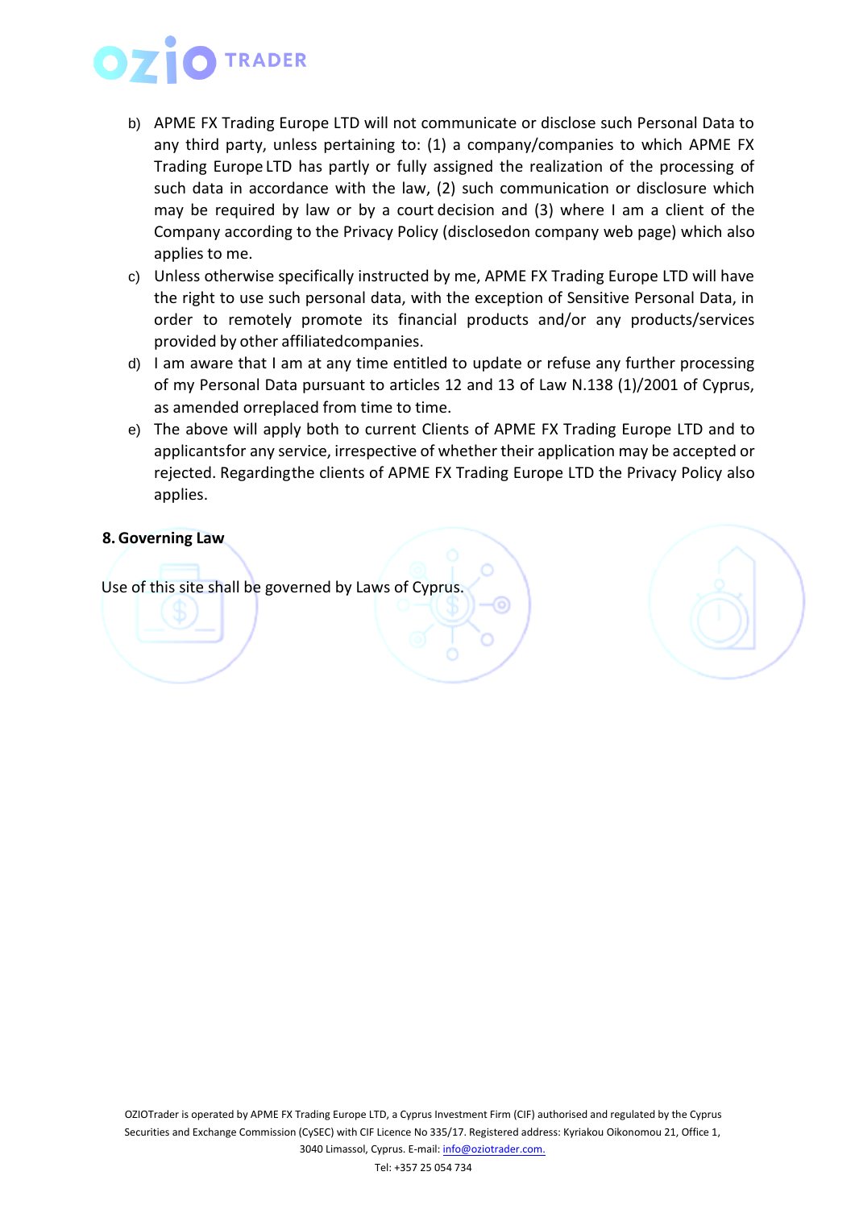b) APME FX Trading Europe LTD will not communicate or disclose such Personal Data to any third party, unless pertaining to: (1) a company/companies to which APME FX Trading Europe LTD has partly or fully assigned the realization of the processing of such data in accordance with the law, (2) such communication or disclosure which may be required by law or by a court decision and (3) where I am a client of the Company according to the Privacy Policy (disclosedon company web page) which also applies to me.

c) Unless otherwise specifically instructed by me, APME FX Trading Europe LTD will have the right to use such personal data, with the exception of Sensitive Personal Data, in order to remotely promote its financial products and/or any products/services provided by other affiliatedcompanies.

d) I am aware that I am at any time entitled to update or refuse any further processing of my Personal Data pursuant to articles 12 and 13 of Law N.138 (1)/2001 of Cyprus, as amended orreplaced from time to time.

e) The above will apply both to current Clients of APME FX Trading Europe LTD and to applicantsfor any service, irrespective of whether their application may be accepted or rejected. Regardingthe clients of APME FX Trading Europe LTD the Privacy Policy also applies.

## 8. Governing Law

Use of this site shall be governed by Laws of Cyprus.